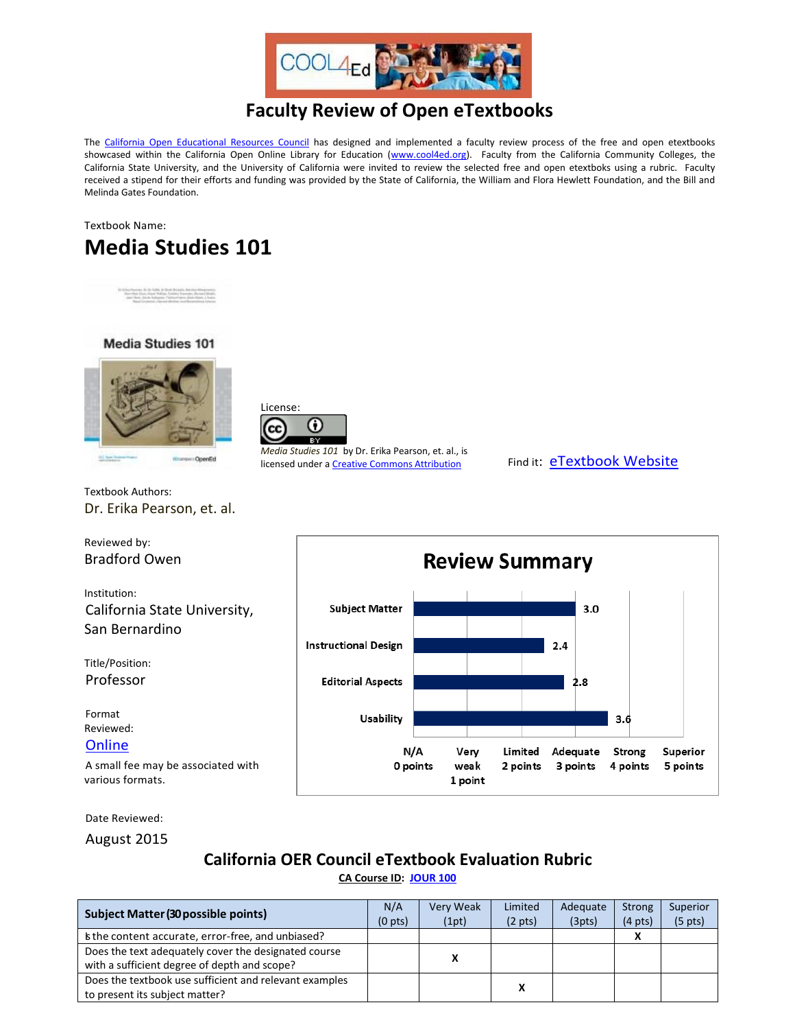# Faculty Review of Open eTextbooks

The [California Open Educational Resources Council](#) has designed and implemented a faculty review process of the free and open etextbooks showcased within the California Open Online Library for Education ([www.cool4ed.org](#)). Faculty from the California Community Colleges, the California State University, and the University of California were invited to review the selected free and open etextboks using a rubric. Faculty received a stipend for their efforts and funding was provided by the State of California, the William and Flora Hewlett Foundation, and the Bill and Melinda Gates Foundation.

Textbook Name:

## Media Studies 101

License:

*Media Studies 101* by Dr. Erika Pearson, et. al., is licensed under a [Creative Commons Attribution](#)

Find it: [eTextbook Website](#)

Textbook Authors:
Dr. Erika Pearson, et. al.

Reviewed by:
Bradford Owen

Institution:
California State University, San Bernardino

Title/Position:
Professor

Format Reviewed:
[Online](#)

A small fee may be associated with various formats.

Date Reviewed:
August 2015

### Review Summary

| Category | Score |
|---|---|
| Subject Matter | 3.0 |
| Instructional Design | 2.4 |
| Editorial Aspects | 2.8 |
| Usability | 3.6 |

Scale: N/A 0 points; Very weak 1 point; Limited 2 points; Adequate 3 points; Strong 4 points; Superior 5 points

## California OER Council eTextbook Evaluation Rubric

**CA Course ID: [JOUR 100](#)**

| Subject Matter (30 possible points) | N/A (0 pts) | Very Weak (1pt) | Limited (2 pts) | Adequate (3pts) | Strong (4 pts) | Superior (5 pts) |
|---|---|---|---|---|---|---|
| Is the content accurate, error-free, and unbiased? | | | | | X | |
| Does the text adequately cover the designated course with a sufficient degree of depth and scope? | | X | | | | |
| Does the textbook use sufficient and relevant examples to present its subject matter? | | | X | | | |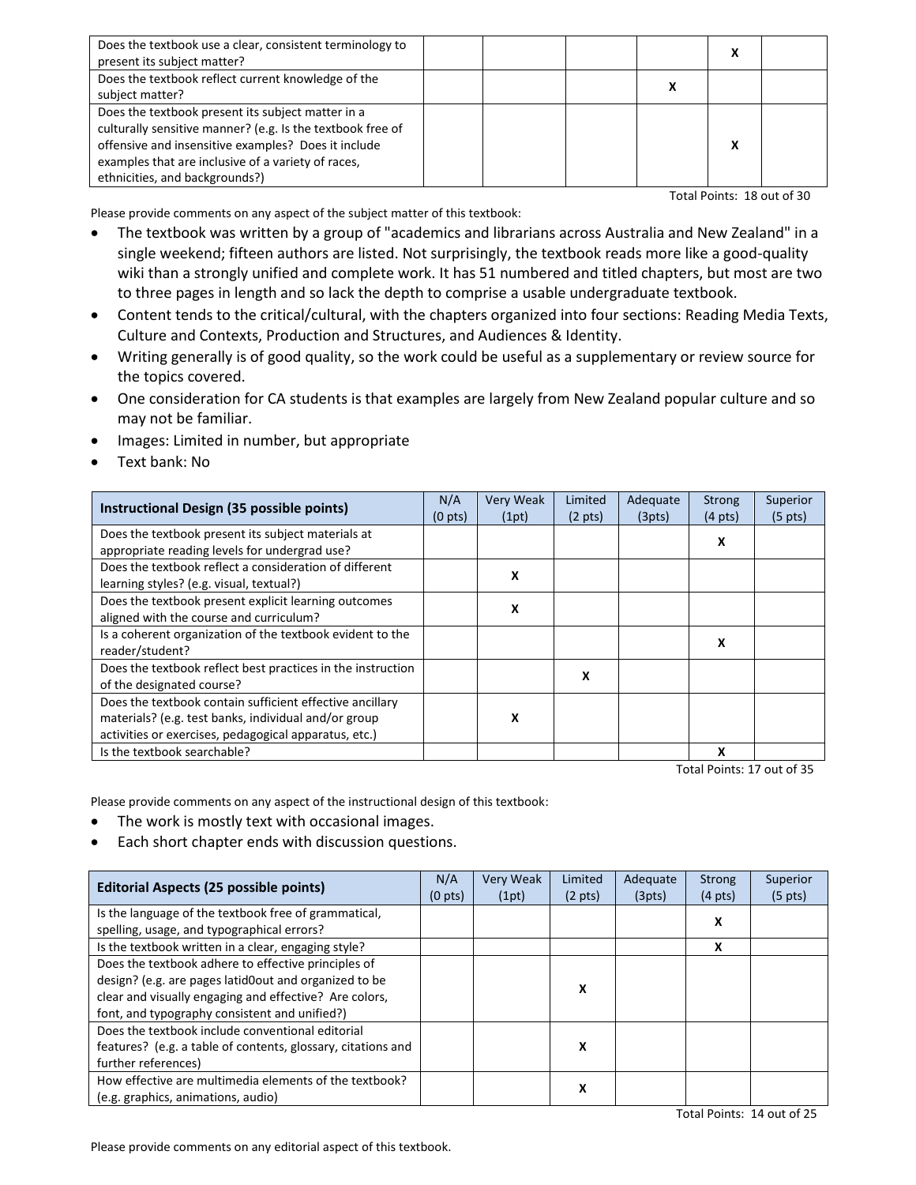| | | | | | | |
|---|---|---|---|---|---|---|
| Does the textbook use a clear, consistent terminology to present its subject matter? | | | | | X | |
| Does the textbook reflect current knowledge of the subject matter? | | | | X | | |
| Does the textbook present its subject matter in a culturally sensitive manner? (e.g. Is the textbook free of offensive and insensitive examples? Does it include examples that are inclusive of a variety of races, ethnicities, and backgrounds?) | | | | | X | |

Total Points: 18 out of 30

Please provide comments on any aspect of the subject matter of this textbook:

- The textbook was written by a group of "academics and librarians across Australia and New Zealand" in a single weekend; fifteen authors are listed. Not surprisingly, the textbook reads more like a good-quality wiki than a strongly unified and complete work. It has 51 numbered and titled chapters, but most are two to three pages in length and so lack the depth to comprise a usable undergraduate textbook.
- Content tends to the critical/cultural, with the chapters organized into four sections: Reading Media Texts, Culture and Contexts, Production and Structures, and Audiences & Identity.
- Writing generally is of good quality, so the work could be useful as a supplementary or review source for the topics covered.
- One consideration for CA students is that examples are largely from New Zealand popular culture and so may not be familiar.
- Images: Limited in number, but appropriate
- Text bank: No

| **Instructional Design (35 possible points)** | N/A (0 pts) | Very Weak (1pt) | Limited (2 pts) | Adequate (3pts) | Strong (4 pts) | Superior (5 pts) |
|---|---|---|---|---|---|---|
| Does the textbook present its subject materials at appropriate reading levels for undergrad use? | | | | | X | |
| Does the textbook reflect a consideration of different learning styles? (e.g. visual, textual?) | | X | | | | |
| Does the textbook present explicit learning outcomes aligned with the course and curriculum? | | X | | | | |
| Is a coherent organization of the textbook evident to the reader/student? | | | | | X | |
| Does the textbook reflect best practices in the instruction of the designated course? | | | X | | | |
| Does the textbook contain sufficient effective ancillary materials? (e.g. test banks, individual and/or group activities or exercises, pedagogical apparatus, etc.) | | X | | | | |
| Is the textbook searchable? | | | | | X | |

Total Points: 17 out of 35

Please provide comments on any aspect of the instructional design of this textbook:

- The work is mostly text with occasional images.
- Each short chapter ends with discussion questions.

| **Editorial Aspects (25 possible points)** | N/A (0 pts) | Very Weak (1pt) | Limited (2 pts) | Adequate (3pts) | Strong (4 pts) | Superior (5 pts) |
|---|---|---|---|---|---|---|
| Is the language of the textbook free of grammatical, spelling, usage, and typographical errors? | | | | | X | |
| Is the textbook written in a clear, engaging style? | | | | | X | |
| Does the textbook adhere to effective principles of design? (e.g. are pages latid0out and organized to be clear and visually engaging and effective? Are colors, font, and typography consistent and unified?) | | | X | | | |
| Does the textbook include conventional editorial features? (e.g. a table of contents, glossary, citations and further references) | | | X | | | |
| How effective are multimedia elements of the textbook? (e.g. graphics, animations, audio) | | | X | | | |

Total Points: 14 out of 25

Please provide comments on any editorial aspect of this textbook.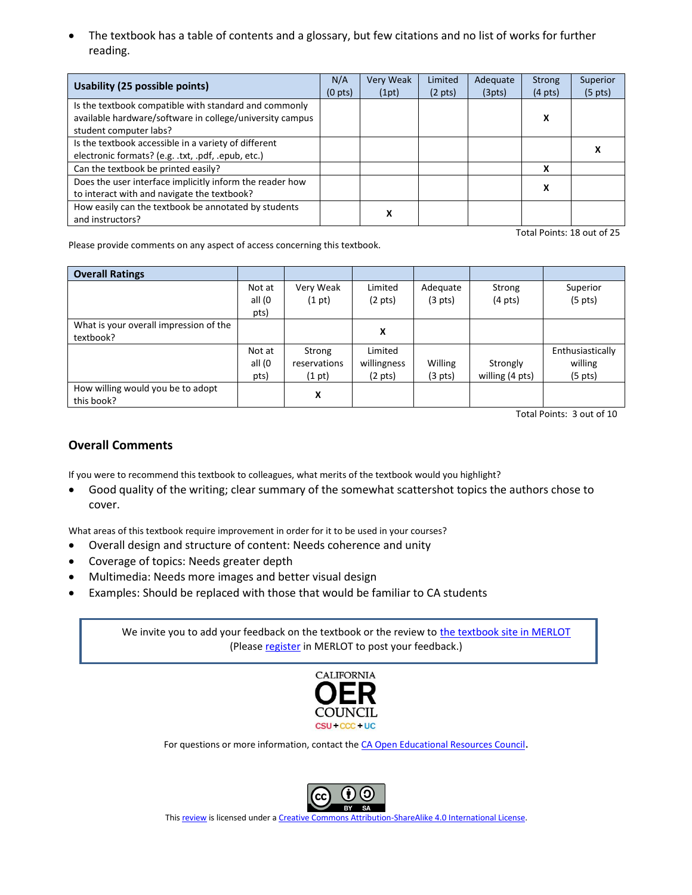- The textbook has a table of contents and a glossary, but few citations and no list of works for further reading.

| Usability (25 possible points) | N/A (0 pts) | Very Weak (1pt) | Limited (2 pts) | Adequate (3pts) | Strong (4 pts) | Superior (5 pts) |
|---|---|---|---|---|---|---|
| Is the textbook compatible with standard and commonly available hardware/software in college/university campus student computer labs? | | | | | X | |
| Is the textbook accessible in a variety of different electronic formats? (e.g. .txt, .pdf, .epub, etc.) | | | | | | X |
| Can the textbook be printed easily? | | | | | X | |
| Does the user interface implicitly inform the reader how to interact with and navigate the textbook? | | | | | X | |
| How easily can the textbook be annotated by students and instructors? | | X | | | | |

Total Points: 18 out of 25

Please provide comments on any aspect of access concerning this textbook.

| Overall Ratings | | | | | | |
|---|---|---|---|---|---|---|
| | Not at all (0 pts) | Very Weak (1 pt) | Limited (2 pts) | Adequate (3 pts) | Strong (4 pts) | Superior (5 pts) |
| What is your overall impression of the textbook? | | | X | | | |
| | Not at all (0 pts) | Strong reservations (1 pt) | Limited willingness (2 pts) | Willing (3 pts) | Strongly willing (4 pts) | Enthusiastically willing (5 pts) |
| How willing would you be to adopt this book? | | X | | | | |

Total Points: 3 out of 10

## Overall Comments

If you were to recommend this textbook to colleagues, what merits of the textbook would you highlight?

- Good quality of the writing; clear summary of the somewhat scattershot topics the authors chose to cover.

What areas of this textbook require improvement in order for it to be used in your courses?

- Overall design and structure of content: Needs coherence and unity
- Coverage of topics: Needs greater depth
- Multimedia: Needs more images and better visual design
- Examples: Should be replaced with those that would be familiar to CA students

We invite you to add your feedback on the textbook or the review to the textbook site in MERLOT (Please register in MERLOT to post your feedback.)

CALIFORNIA OER COUNCIL
CSU + CCC + UC

For questions or more information, contact the CA Open Educational Resources Council.

This review is licensed under a Creative Commons Attribution-ShareAlike 4.0 International License.